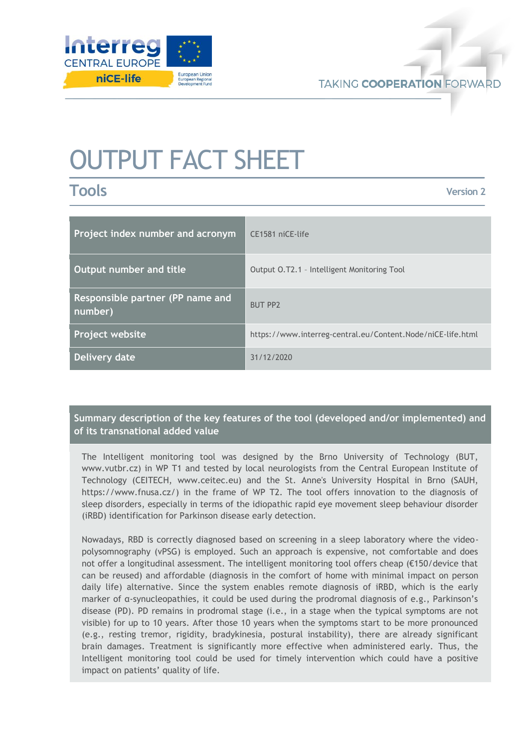# OUTPUT FACT SHEET

## Tools

Version 2

| Project index number and acronym | CE1581 niCE-life |
| --- | --- |
| Output number and title | Output O.T2.1 – Intelligent Monitoring Tool |
| Responsible partner (PP name and number) | BUT PP2 |
| Project website | https://www.interreg-central.eu/Content.Node/niCE-life.html |
| Delivery date | 31/12/2020 |

### Summary description of the key features of the tool (developed and/or implemented) and of its transnational added value

The Intelligent monitoring tool was designed by the Brno University of Technology (BUT, www.vutbr.cz) in WP T1 and tested by local neurologists from the Central European Institute of Technology (CEITECH, www.ceitec.eu) and the St. Anne's University Hospital in Brno (SAUH, https://www.fnusa.cz/) in the frame of WP T2. The tool offers innovation to the diagnosis of sleep disorders, especially in terms of the idiopathic rapid eye movement sleep behaviour disorder (iRBD) identification for Parkinson disease early detection.

Nowadays, RBD is correctly diagnosed based on screening in a sleep laboratory where the video-polysomnography (vPSG) is employed. Such an approach is expensive, not comfortable and does not offer a longitudinal assessment. The intelligent monitoring tool offers cheap (€150/device that can be reused) and affordable (diagnosis in the comfort of home with minimal impact on person daily life) alternative. Since the system enables remote diagnosis of iRBD, which is the early marker of α-synucleopathies, it could be used during the prodromal diagnosis of e.g., Parkinson's disease (PD). PD remains in prodromal stage (i.e., in a stage when the typical symptoms are not visible) for up to 10 years. After those 10 years when the symptoms start to be more pronounced (e.g., resting tremor, rigidity, bradykinesia, postural instability), there are already significant brain damages. Treatment is significantly more effective when administered early. Thus, the Intelligent monitoring tool could be used for timely intervention which could have a positive impact on patients' quality of life.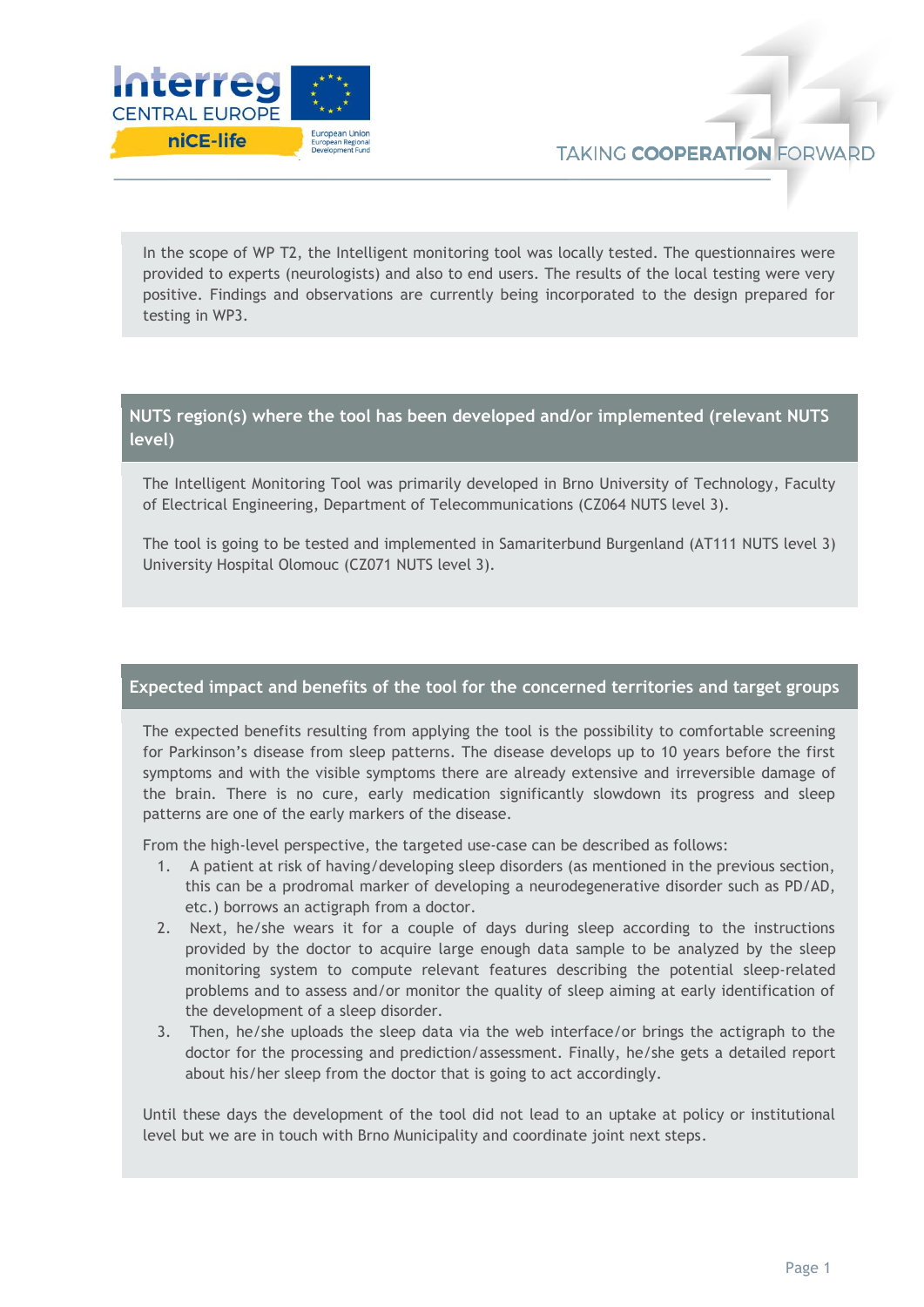In the scope of WP T2, the Intelligent monitoring tool was locally tested. The questionnaires were provided to experts (neurologists) and also to end users. The results of the local testing were very positive. Findings and observations are currently being incorporated to the design prepared for testing in WP3.

## NUTS region(s) where the tool has been developed and/or implemented (relevant NUTS level)

The Intelligent Monitoring Tool was primarily developed in Brno University of Technology, Faculty of Electrical Engineering, Department of Telecommunications (CZ064 NUTS level 3).

The tool is going to be tested and implemented in Samariterbund Burgenland (AT111 NUTS level 3) University Hospital Olomouc (CZ071 NUTS level 3).

## Expected impact and benefits of the tool for the concerned territories and target groups

The expected benefits resulting from applying the tool is the possibility to comfortable screening for Parkinson's disease from sleep patterns. The disease develops up to 10 years before the first symptoms and with the visible symptoms there are already extensive and irreversible damage of the brain. There is no cure, early medication significantly slowdown its progress and sleep patterns are one of the early markers of the disease.

From the high-level perspective, the targeted use-case can be described as follows:

1. A patient at risk of having/developing sleep disorders (as mentioned in the previous section, this can be a prodromal marker of developing a neurodegenerative disorder such as PD/AD, etc.) borrows an actigraph from a doctor.
2. Next, he/she wears it for a couple of days during sleep according to the instructions provided by the doctor to acquire large enough data sample to be analyzed by the sleep monitoring system to compute relevant features describing the potential sleep-related problems and to assess and/or monitor the quality of sleep aiming at early identification of the development of a sleep disorder.
3. Then, he/she uploads the sleep data via the web interface/or brings the actigraph to the doctor for the processing and prediction/assessment. Finally, he/she gets a detailed report about his/her sleep from the doctor that is going to act accordingly.

Until these days the development of the tool did not lead to an uptake at policy or institutional level but we are in touch with Brno Municipality and coordinate joint next steps.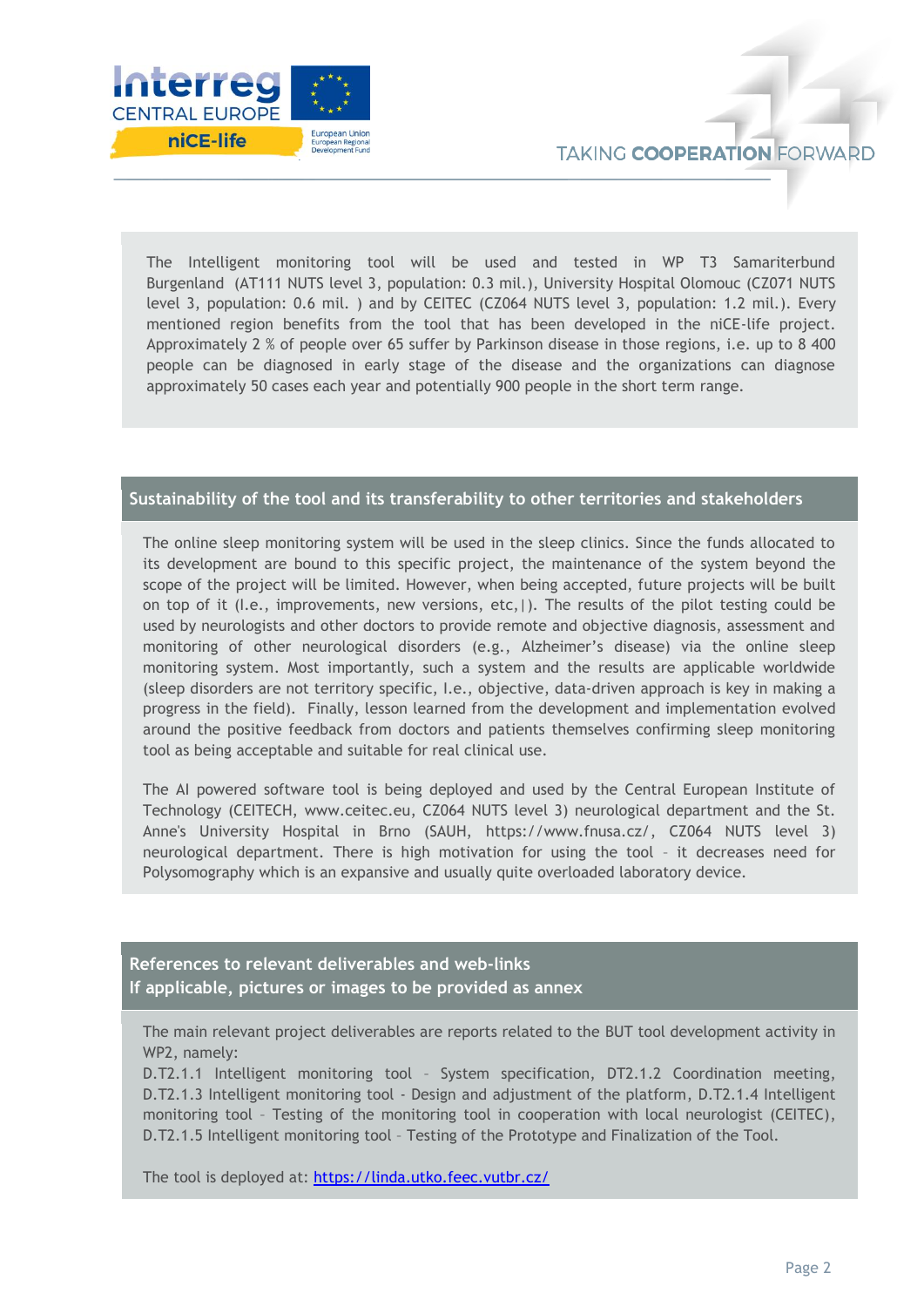The Intelligent monitoring tool will be used and tested in WP T3 Samariterbund Burgenland (AT111 NUTS level 3, population: 0.3 mil.), University Hospital Olomouc (CZ071 NUTS level 3, population: 0.6 mil. ) and by CEITEC (CZ064 NUTS level 3, population: 1.2 mil.). Every mentioned region benefits from the tool that has been developed in the niCE-life project. Approximately 2 % of people over 65 suffer by Parkinson disease in those regions, i.e. up to 8 400 people can be diagnosed in early stage of the disease and the organizations can diagnose approximately 50 cases each year and potentially 900 people in the short term range.

## Sustainability of the tool and its transferability to other territories and stakeholders

The online sleep monitoring system will be used in the sleep clinics. Since the funds allocated to its development are bound to this specific project, the maintenance of the system beyond the scope of the project will be limited. However, when being accepted, future projects will be built on top of it (I.e., improvements, new versions, etc,|). The results of the pilot testing could be used by neurologists and other doctors to provide remote and objective diagnosis, assessment and monitoring of other neurological disorders (e.g., Alzheimer's disease) via the online sleep monitoring system. Most importantly, such a system and the results are applicable worldwide (sleep disorders are not territory specific, I.e., objective, data-driven approach is key in making a progress in the field). Finally, lesson learned from the development and implementation evolved around the positive feedback from doctors and patients themselves confirming sleep monitoring tool as being acceptable and suitable for real clinical use.

The AI powered software tool is being deployed and used by the Central European Institute of Technology (CEITECH, www.ceitec.eu, CZ064 NUTS level 3) neurological department and the St. Anne's University Hospital in Brno (SAUH, https://www.fnusa.cz/, CZ064 NUTS level 3) neurological department. There is high motivation for using the tool – it decreases need for Polysomography which is an expansive and usually quite overloaded laboratory device.

## References to relevant deliverables and web-links
## If applicable, pictures or images to be provided as annex

The main relevant project deliverables are reports related to the BUT tool development activity in WP2, namely:
D.T2.1.1 Intelligent monitoring tool – System specification, DT2.1.2 Coordination meeting, D.T2.1.3 Intelligent monitoring tool - Design and adjustment of the platform, D.T2.1.4 Intelligent monitoring tool – Testing of the monitoring tool in cooperation with local neurologist (CEITEC), D.T2.1.5 Intelligent monitoring tool – Testing of the Prototype and Finalization of the Tool.

The tool is deployed at: [https://linda.utko.feec.vutbr.cz/](https://linda.utko.feec.vutbr.cz/)